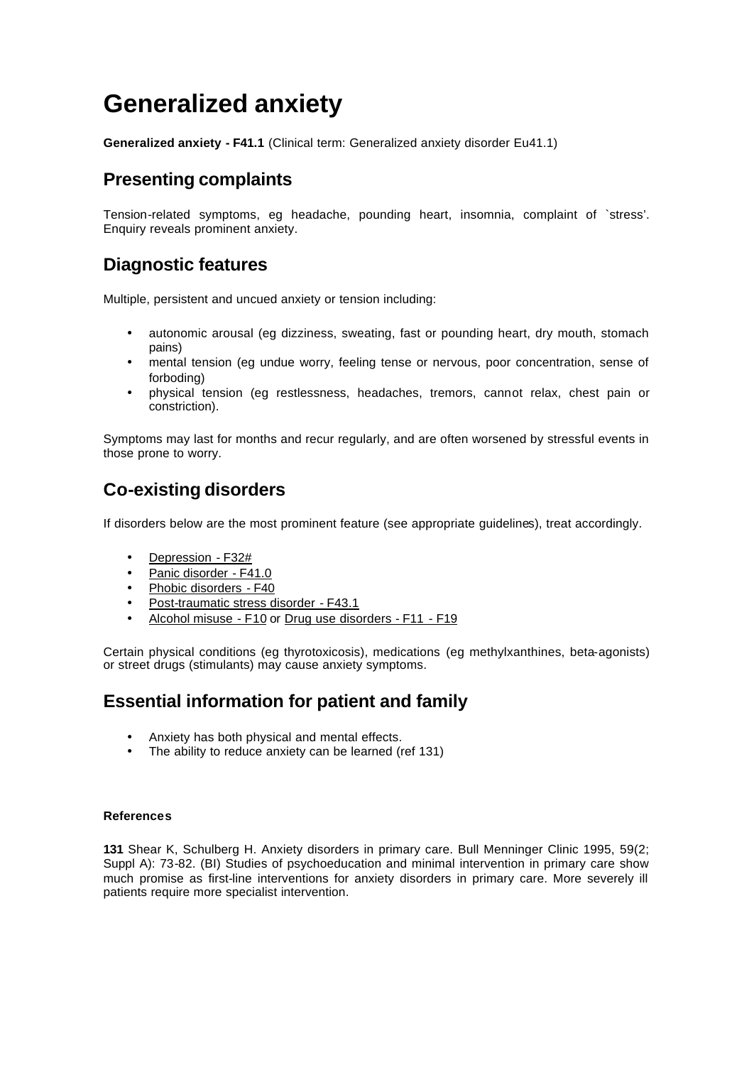# Generalized anxiety

**Generalized anxiety - F41.1** (Clinical term: Generalized anxiety disorder Eu41.1)

## Presenting complaints

Tension-related symptoms, eg headache, pounding heart, insomnia, complaint of `stress'. Enquiry reveals prominent anxiety.

## Diagnostic features

Multiple, persistent and uncued anxiety or tension including:

- autonomic arousal (eg dizziness, sweating, fast or pounding heart, dry mouth, stomach pains)
- mental tension (eg undue worry, feeling tense or nervous, poor concentration, sense of forboding)
- physical tension (eg restlessness, headaches, tremors, cannot relax, chest pain or constriction).

Symptoms may last for months and recur regularly, and are often worsened by stressful events in those prone to worry.

## Co-existing disorders

If disorders below are the most prominent feature (see appropriate guidelines), treat accordingly.

- Depression - F32#
- Panic disorder - F41.0
- Phobic disorders - F40
- Post-traumatic stress disorder - F43.1
- Alcohol misuse - F10 or Drug use disorders - F11 - F19

Certain physical conditions (eg thyrotoxicosis), medications (eg methylxanthines, beta-agonists) or street drugs (stimulants) may cause anxiety symptoms.

## Essential information for patient and family

- Anxiety has both physical and mental effects.
- The ability to reduce anxiety can be learned (ref 131)

#### References

**131** Shear K, Schulberg H. Anxiety disorders in primary care. Bull Menninger Clinic 1995, 59(2; Suppl A): 73-82. (BI) Studies of psychoeducation and minimal intervention in primary care show much promise as first-line interventions for anxiety disorders in primary care. More severely ill patients require more specialist intervention.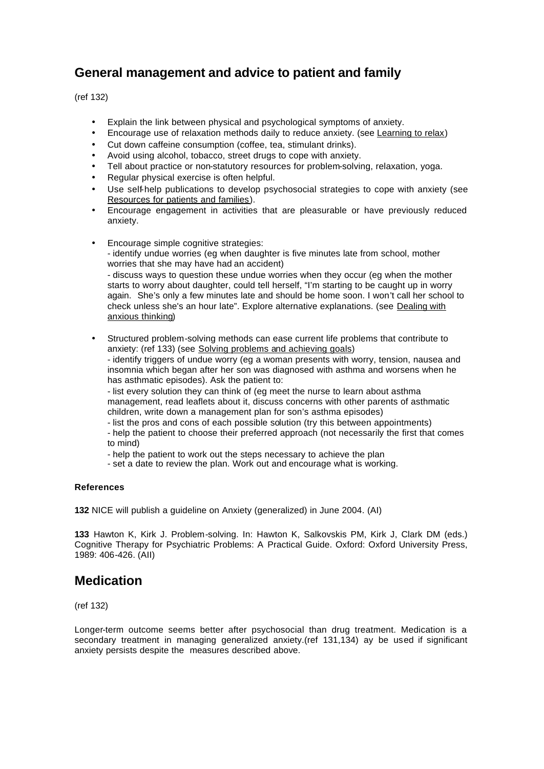## General management and advice to patient and family

(ref 132)

- Explain the link between physical and psychological symptoms of anxiety.
- Encourage use of relaxation methods daily to reduce anxiety. (see Learning to relax)
- Cut down caffeine consumption (coffee, tea, stimulant drinks).
- Avoid using alcohol, tobacco, street drugs to cope with anxiety.
- Tell about practice or non-statutory resources for problem-solving, relaxation, yoga.
- Regular physical exercise is often helpful.
- Use self-help publications to develop psychosocial strategies to cope with anxiety (see Resources for patients and families).
- Encourage engagement in activities that are pleasurable or have previously reduced anxiety.
- Encourage simple cognitive strategies:
  - identify undue worries (eg when daughter is five minutes late from school, mother worries that she may have had an accident)
  - discuss ways to question these undue worries when they occur (eg when the mother starts to worry about daughter, could tell herself, "I'm starting to be caught up in worry again. She's only a few minutes late and should be home soon. I won't call her school to check unless she's an hour late". Explore alternative explanations. (see Dealing with anxious thinking)
- Structured problem-solving methods can ease current life problems that contribute to anxiety: (ref 133) (see Solving problems and achieving goals)
  - identify triggers of undue worry (eg a woman presents with worry, tension, nausea and insomnia which began after her son was diagnosed with asthma and worsens when he has asthmatic episodes). Ask the patient to:
  - list every solution they can think of (eg meet the nurse to learn about asthma management, read leaflets about it, discuss concerns with other parents of asthmatic children, write down a management plan for son's asthma episodes)
  - list the pros and cons of each possible solution (try this between appointments)
  - help the patient to choose their preferred approach (not necessarily the first that comes to mind)
  - help the patient to work out the steps necessary to achieve the plan
  - set a date to review the plan. Work out and encourage what is working.

#### References

**132** NICE will publish a guideline on Anxiety (generalized) in June 2004. (AI)

**133** Hawton K, Kirk J. Problem-solving. In: Hawton K, Salkovskis PM, Kirk J, Clark DM (eds.) Cognitive Therapy for Psychiatric Problems: A Practical Guide. Oxford: Oxford University Press, 1989: 406-426. (AII)

## Medication

(ref 132)

Longer-term outcome seems better after psychosocial than drug treatment. Medication is a secondary treatment in managing generalized anxiety.(ref 131,134) ay be used if significant anxiety persists despite the measures described above.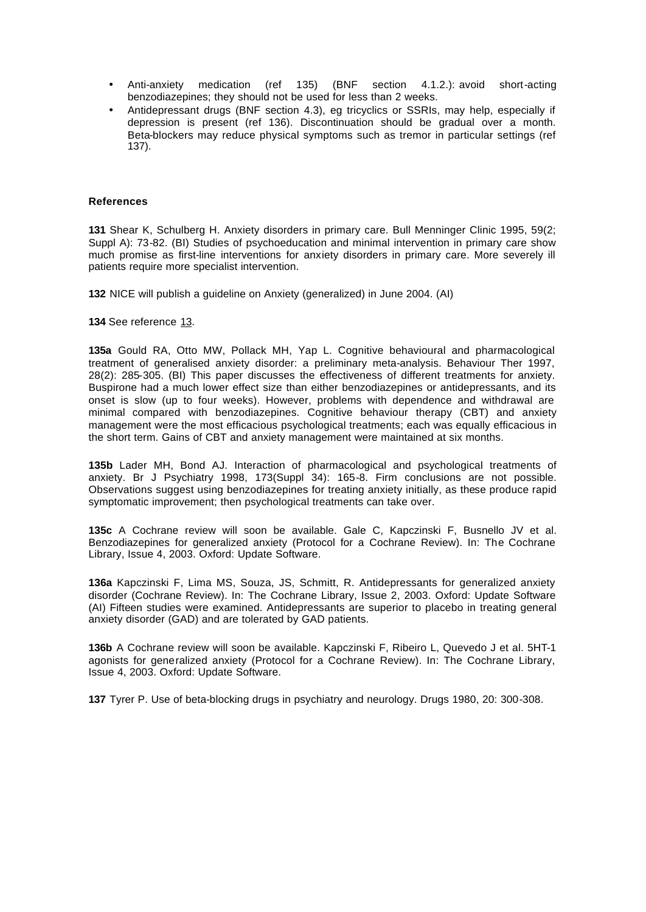- Anti-anxiety medication (ref 135) (BNF section 4.1.2.): avoid short-acting benzodiazepines; they should not be used for less than 2 weeks.
- Antidepressant drugs (BNF section 4.3), eg tricyclics or SSRIs, may help, especially if depression is present (ref 136). Discontinuation should be gradual over a month. Beta-blockers may reduce physical symptoms such as tremor in particular settings (ref 137).

**References**

**131** Shear K, Schulberg H. Anxiety disorders in primary care. Bull Menninger Clinic 1995, 59(2; Suppl A): 73-82. (BI) Studies of psychoeducation and minimal intervention in primary care show much promise as first-line interventions for anxiety disorders in primary care. More severely ill patients require more specialist intervention.

**132** NICE will publish a guideline on Anxiety (generalized) in June 2004. (AI)

**134** See reference 13.

**135a** Gould RA, Otto MW, Pollack MH, Yap L. Cognitive behavioural and pharmacological treatment of generalised anxiety disorder: a preliminary meta-analysis. Behaviour Ther 1997, 28(2): 285-305. (BI) This paper discusses the effectiveness of different treatments for anxiety. Buspirone had a much lower effect size than either benzodiazepines or antidepressants, and its onset is slow (up to four weeks). However, problems with dependence and withdrawal are minimal compared with benzodiazepines. Cognitive behaviour therapy (CBT) and anxiety management were the most efficacious psychological treatments; each was equally efficacious in the short term. Gains of CBT and anxiety management were maintained at six months.

**135b** Lader MH, Bond AJ. Interaction of pharmacological and psychological treatments of anxiety. Br J Psychiatry 1998, 173(Suppl 34): 165-8. Firm conclusions are not possible. Observations suggest using benzodiazepines for treating anxiety initially, as these produce rapid symptomatic improvement; then psychological treatments can take over.

**135c** A Cochrane review will soon be available. Gale C, Kapczinski F, Busnello JV et al. Benzodiazepines for generalized anxiety (Protocol for a Cochrane Review). In: The Cochrane Library, Issue 4, 2003. Oxford: Update Software.

**136a** Kapczinski F, Lima MS, Souza, JS, Schmitt, R. Antidepressants for generalized anxiety disorder (Cochrane Review). In: The Cochrane Library, Issue 2, 2003. Oxford: Update Software (AI) Fifteen studies were examined. Antidepressants are superior to placebo in treating general anxiety disorder (GAD) and are tolerated by GAD patients.

**136b** A Cochrane review will soon be available. Kapczinski F, Ribeiro L, Quevedo J et al. 5HT-1 agonists for generalized anxiety (Protocol for a Cochrane Review). In: The Cochrane Library, Issue 4, 2003. Oxford: Update Software.

**137** Tyrer P. Use of beta-blocking drugs in psychiatry and neurology. Drugs 1980, 20: 300-308.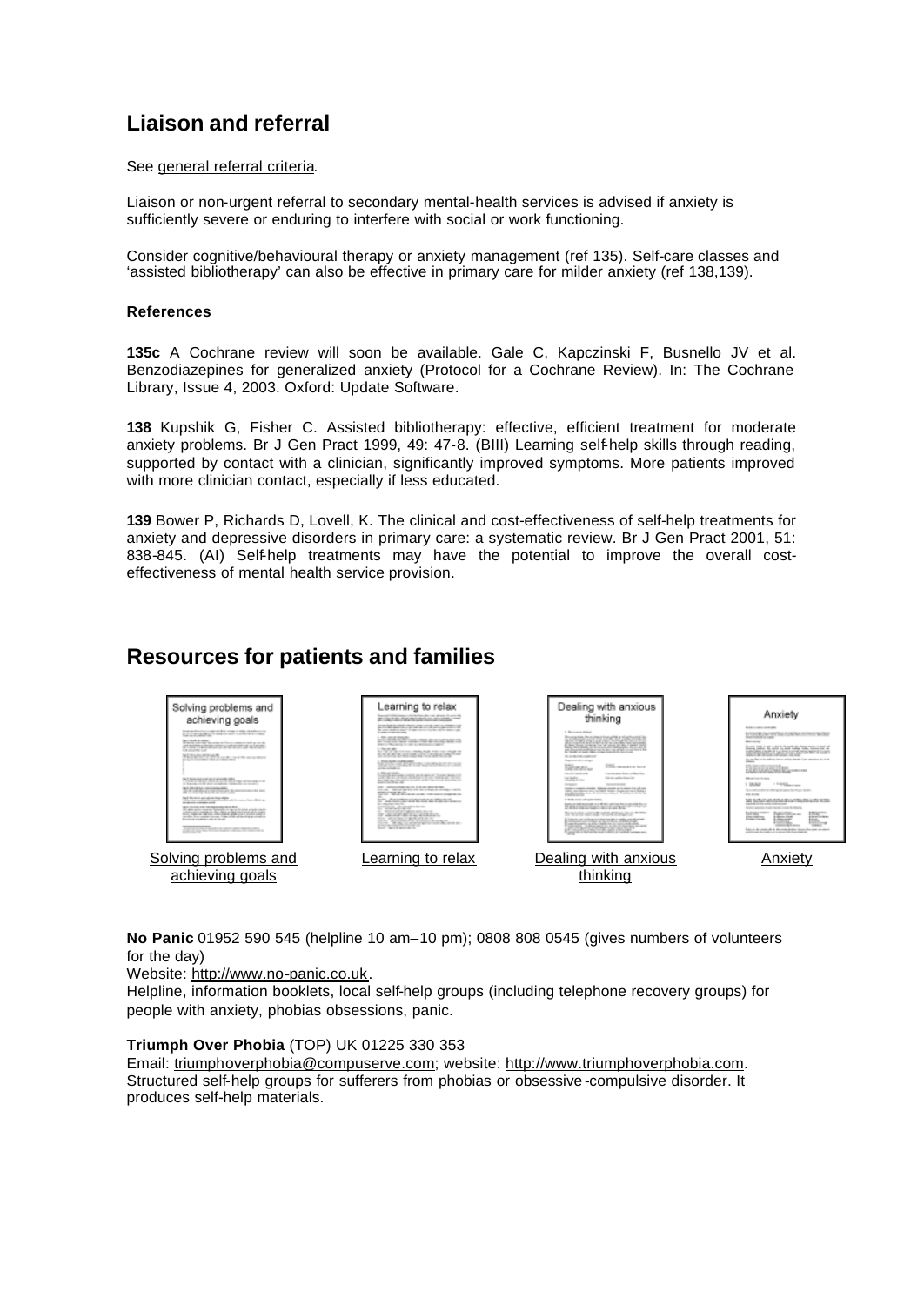## Liaison and referral

See general referral criteria.

Liaison or non-urgent referral to secondary mental-health services is advised if anxiety is sufficiently severe or enduring to interfere with social or work functioning.

Consider cognitive/behavioural therapy or anxiety management (ref 135). Self-care classes and 'assisted bibliotherapy' can also be effective in primary care for milder anxiety (ref 138,139).

### References

**135c** A Cochrane review will soon be available. Gale C, Kapczinski F, Busnello JV et al. Benzodiazepines for generalized anxiety (Protocol for a Cochrane Review). In: The Cochrane Library, Issue 4, 2003. Oxford: Update Software.

**138** Kupshik G, Fisher C. Assisted bibliotherapy: effective, efficient treatment for moderate anxiety problems. Br J Gen Pract 1999, 49: 47-8. (BIII) Learning self-help skills through reading, supported by contact with a clinician, significantly improved symptoms. More patients improved with more clinician contact, especially if less educated.

**139** Bower P, Richards D, Lovell, K. The clinical and cost-effectiveness of self-help treatments for anxiety and depressive disorders in primary care: a systematic review. Br J Gen Pract 2001, 51: 838-845. (AI) Self-help treatments may have the potential to improve the overall cost-effectiveness of mental health service provision.

## Resources for patients and families

Solving problems and achieving goals

Learning to relax

Dealing with anxious thinking

Anxiety

**No Panic** 01952 590 545 (helpline 10 am–10 pm); 0808 808 0545 (gives numbers of volunteers for the day)

Website: http://www.no-panic.co.uk.

Helpline, information booklets, local self-help groups (including telephone recovery groups) for people with anxiety, phobias obsessions, panic.

**Triumph Over Phobia** (TOP) UK 01225 330 353

Email: triumphoverphobia@compuserve.com; website: http://www.triumphoverphobia.com.

Structured self-help groups for sufferers from phobias or obsessive-compulsive disorder. It produces self-help materials.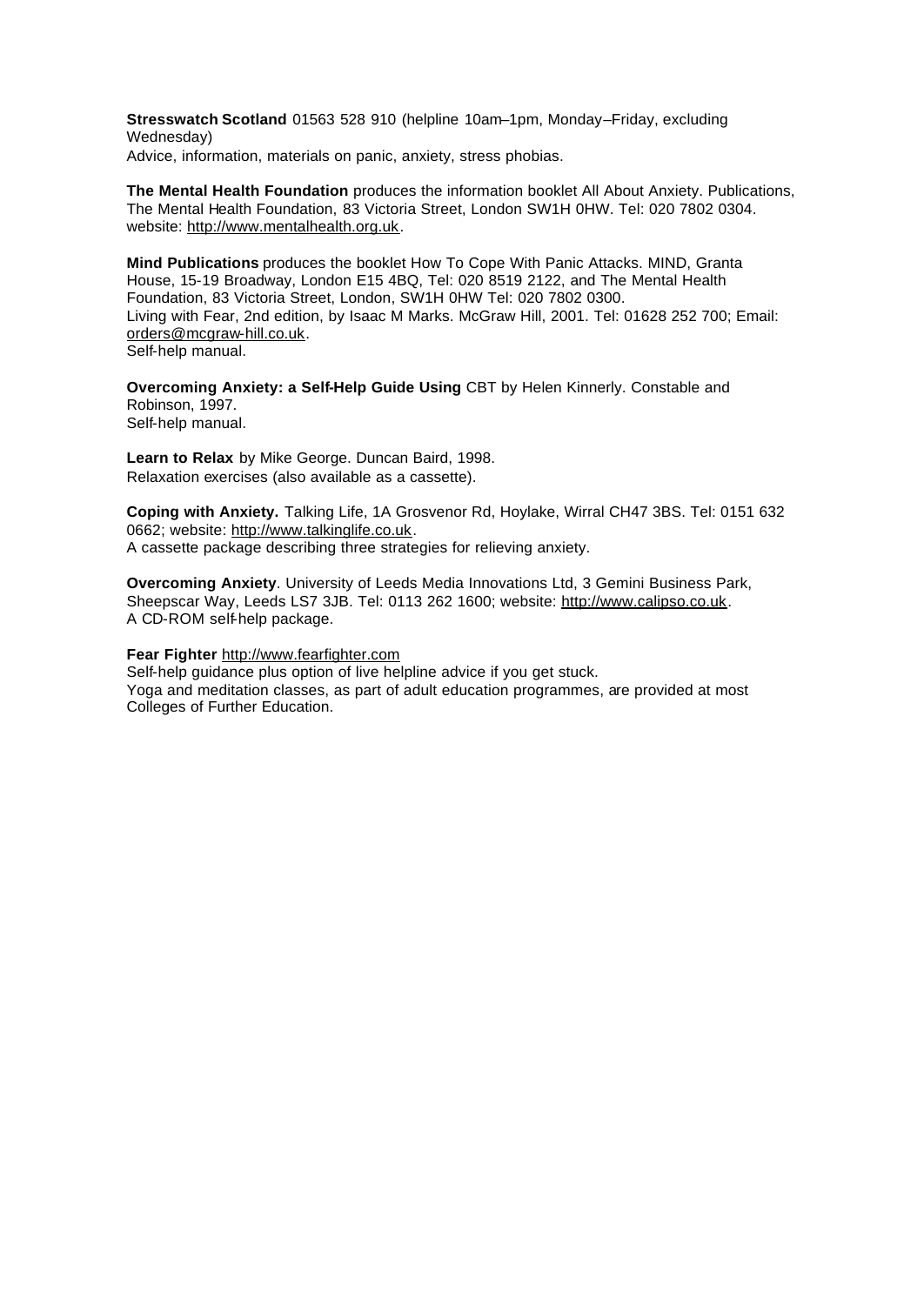**Stresswatch Scotland** 01563 528 910 (helpline 10am–1pm, Monday–Friday, excluding Wednesday)
Advice, information, materials on panic, anxiety, stress phobias.

**The Mental Health Foundation** produces the information booklet All About Anxiety. Publications, The Mental Health Foundation, 83 Victoria Street, London SW1H 0HW. Tel: 020 7802 0304. website: http://www.mentalhealth.org.uk.

**Mind Publications** produces the booklet How To Cope With Panic Attacks. MIND, Granta House, 15-19 Broadway, London E15 4BQ, Tel: 020 8519 2122, and The Mental Health Foundation, 83 Victoria Street, London, SW1H 0HW Tel: 020 7802 0300.
Living with Fear, 2nd edition, by Isaac M Marks. McGraw Hill, 2001. Tel: 01628 252 700; Email: orders@mcgraw-hill.co.uk.
Self-help manual.

**Overcoming Anxiety: a Self-Help Guide Using** CBT by Helen Kinnerly. Constable and Robinson, 1997.
Self-help manual.

**Learn to Relax** by Mike George. Duncan Baird, 1998.
Relaxation exercises (also available as a cassette).

**Coping with Anxiety.** Talking Life, 1A Grosvenor Rd, Hoylake, Wirral CH47 3BS. Tel: 0151 632 0662; website: http://www.talkinglife.co.uk.
A cassette package describing three strategies for relieving anxiety.

**Overcoming Anxiety**. University of Leeds Media Innovations Ltd, 3 Gemini Business Park, Sheepscar Way, Leeds LS7 3JB. Tel: 0113 262 1600; website: http://www.calipso.co.uk.
A CD-ROM self-help package.

**Fear Fighter** http://www.fearfighter.com
Self-help guidance plus option of live helpline advice if you get stuck.
Yoga and meditation classes, as part of adult education programmes, are provided at most Colleges of Further Education.